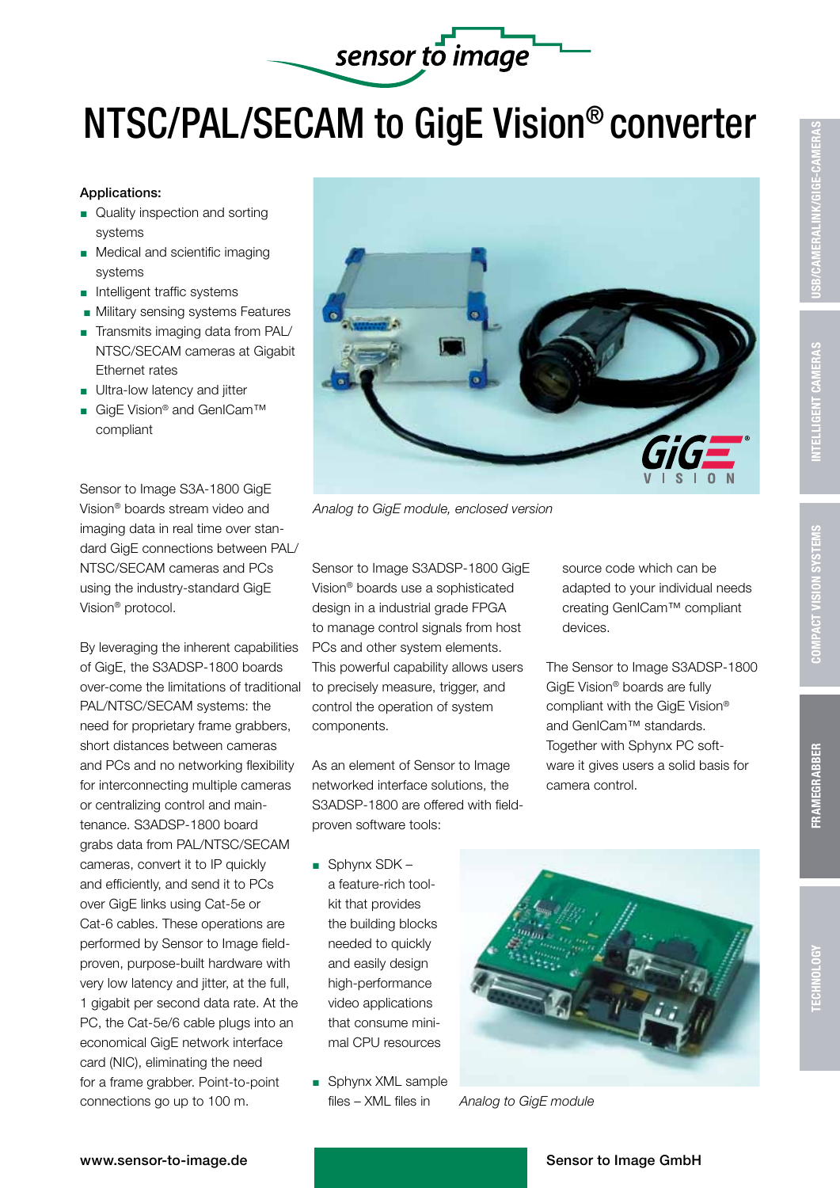# NTSC/PAL/SECAM to GigE Vision® converter

**Applications:**

- Quality inspection and sorting systems
- Medical and scientific imaging systems
- Intelligent traffic systems
- Military sensing systems Features
- Transmits imaging data from PAL/ NTSC/SECAM cameras at Gigabit Ethernet rates
- Ultra-low latency and jitter
- GigE Vision® and GenICam™ compliant

*Analog to GigE module, enclosed version*

Sensor to Image S3A-1800 GigE Vision® boards stream video and imaging data in real time over standard GigE connections between PAL/ NTSC/SECAM cameras and PCs using the industry-standard GigE Vision® protocol.

By leveraging the inherent capabilities of GigE, the S3ADSP-1800 boards over-come the limitations of traditional PAL/NTSC/SECAM systems: the need for proprietary frame grabbers, short distances between cameras and PCs and no networking flexibility for interconnecting multiple cameras or centralizing control and maintenance. S3ADSP-1800 board grabs data from PAL/NTSC/SECAM cameras, convert it to IP quickly and efficiently, and send it to PCs over GigE links using Cat-5e or Cat-6 cables. These operations are performed by Sensor to Image field-proven, purpose-built hardware with very low latency and jitter, at the full, 1 gigabit per second data rate. At the PC, the Cat-5e/6 cable plugs into an economical GigE network interface card (NIC), eliminating the need for a frame grabber. Point-to-point connections go up to 100 m.

Sensor to Image S3ADSP-1800 GigE Vision® boards use a sophisticated design in a industrial grade FPGA to manage control signals from host PCs and other system elements. This powerful capability allows users to precisely measure, trigger, and control the operation of system components.

As an element of Sensor to Image networked interface solutions, the S3ADSP-1800 are offered with field-proven software tools:

- Sphynx SDK – a feature-rich toolkit that provides the building blocks needed to quickly and easily design high-performance video applications that consume minimal CPU resources
- Sphynx XML sample files – XML files in source code which can be adapted to your individual needs creating GenICam™ compliant devices.

*Analog to GigE module*

The Sensor to Image S3ADSP-1800 GigE Vision® boards are fully compliant with the GigE Vision® and GenICam™ standards. Together with Sphynx PC software it gives users a solid basis for camera control.

www.sensor-to-image.de

Sensor to Image GmbH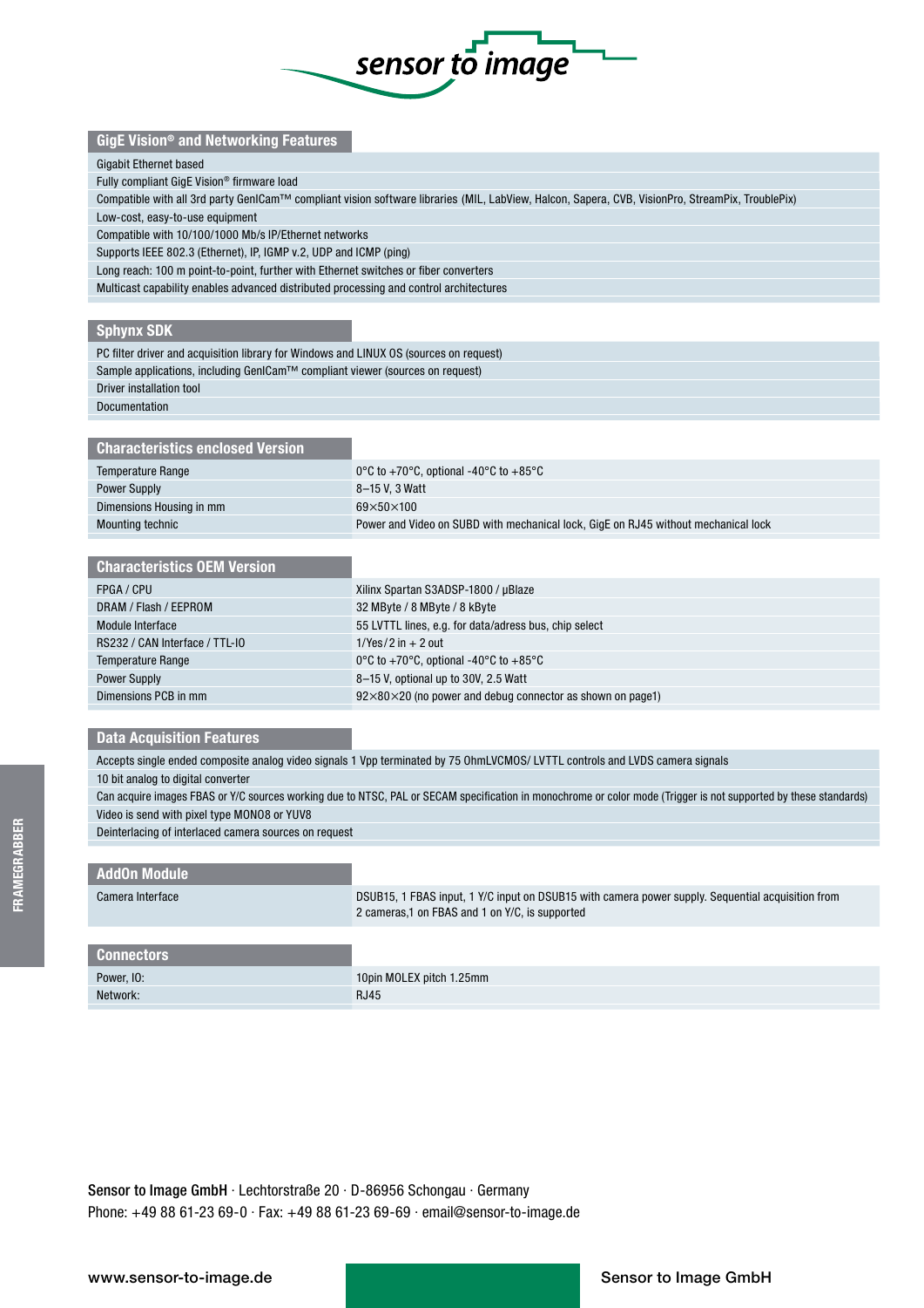## GigE Vision® and Networking Features

- Gigabit Ethernet based
- Fully compliant GigE Vision® firmware load
- Compatible with all 3rd party GenICam™ compliant vision software libraries (MIL, LabView, Halcon, Sapera, CVB, VisionPro, StreamPix, TroublePix)
- Low-cost, easy-to-use equipment
- Compatible with 10/100/1000 Mb/s IP/Ethernet networks
- Supports IEEE 802.3 (Ethernet), IP, IGMP v.2, UDP and ICMP (ping)
- Long reach: 100 m point-to-point, further with Ethernet switches or fiber converters
- Multicast capability enables advanced distributed processing and control architectures

## Sphynx SDK

- PC filter driver and acquisition library for Windows and LINUX OS (sources on request)
- Sample applications, including GenICam™ compliant viewer (sources on request)
- Driver installation tool
- Documentation

## Characteristics enclosed Version

| | |
|---|---|
| Temperature Range | 0°C to +70°C, optional -40°C to +85°C |
| Power Supply | 8–15 V, 3 Watt |
| Dimensions Housing in mm | 69×50×100 |
| Mounting technic | Power and Video on SUBD with mechanical lock, GigE on RJ45 without mechanical lock |

## Characteristics OEM Version

| | |
|---|---|
| FPGA / CPU | Xilinx Spartan S3ADSP-1800 / µBlaze |
| DRAM / Flash / EEPROM | 32 MByte / 8 MByte / 8 kByte |
| Module Interface | 55 LVTTL lines, e.g. for data/adress bus, chip select |
| RS232 / CAN Interface / TTL-IO | 1/Yes/2 in + 2 out |
| Temperature Range | 0°C to +70°C, optional -40°C to +85°C |
| Power Supply | 8–15 V, optional up to 30V, 2.5 Watt |
| Dimensions PCB in mm | 92×80×20 (no power and debug connector as shown on page1) |

## Data Acquisition Features

- Accepts single ended composite analog video signals 1 Vpp terminated by 75 OhmLVCMOS/ LVTTL controls and LVDS camera signals
- 10 bit analog to digital converter
- Can acquire images FBAS or Y/C sources working due to NTSC, PAL or SECAM specification in monochrome or color mode (Trigger is not supported by these standards)
- Video is send with pixel type MONO8 or YUV8
- Deinterlacing of interlaced camera sources on request

## AddOn Module

| | |
|---|---|
| Camera Interface | DSUB15, 1 FBAS input, 1 Y/C input on DSUB15 with camera power supply. Sequential acquisition from 2 cameras,1 on FBAS and 1 on Y/C, is supported |

## Connectors

| | |
|---|---|
| Power, IO: | 10pin MOLEX pitch 1.25mm |
| Network: | RJ45 |

Sensor to Image GmbH · Lechtorstraße 20 · D-86956 Schongau · Germany
Phone: +49 88 61-23 69-0 · Fax: +49 88 61-23 69-69 · email@sensor-to-image.de